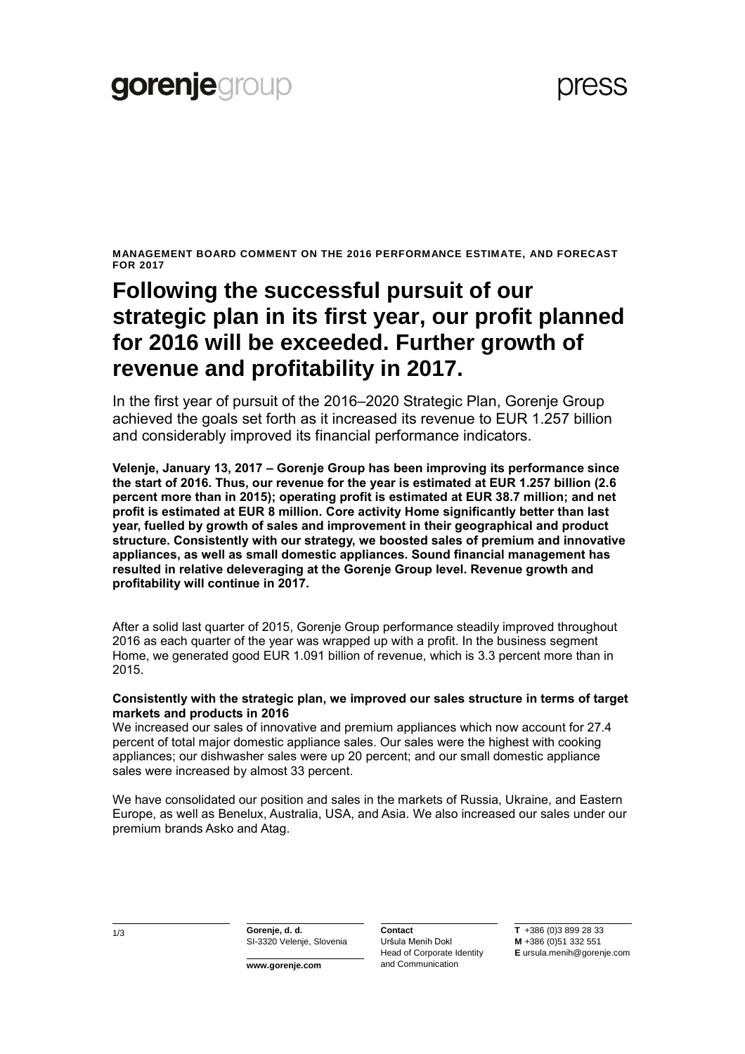**gorenje**group

press

**MANAGEMENT BOARD COMMENT ON THE 2016 PERFORMANCE ESTIMATE, AND FORECAST FOR 2017**

# Following the successful pursuit of our strategic plan in its first year, our profit planned for 2016 will be exceeded. Further growth of revenue and profitability in 2017.

In the first year of pursuit of the 2016–2020 Strategic Plan, Gorenje Group achieved the goals set forth as it increased its revenue to EUR 1.257 billion and considerably improved its financial performance indicators.

**Velenje, January 13, 2017 – Gorenje Group has been improving its performance since the start of 2016. Thus, our revenue for the year is estimated at EUR 1.257 billion (2.6 percent more than in 2015); operating profit is estimated at EUR 38.7 million; and net profit is estimated at EUR 8 million. Core activity Home significantly better than last year, fuelled by growth of sales and improvement in their geographical and product structure. Consistently with our strategy, we boosted sales of premium and innovative appliances, as well as small domestic appliances. Sound financial management has resulted in relative deleveraging at the Gorenje Group level. Revenue growth and profitability will continue in 2017.**

After a solid last quarter of 2015, Gorenje Group performance steadily improved throughout 2016 as each quarter of the year was wrapped up with a profit. In the business segment Home, we generated good EUR 1.091 billion of revenue, which is 3.3 percent more than in 2015.

**Consistently with the strategic plan, we improved our sales structure in terms of target markets and products in 2016**

We increased our sales of innovative and premium appliances which now account for 27.4 percent of total major domestic appliance sales. Our sales were the highest with cooking appliances; our dishwasher sales were up 20 percent; and our small domestic appliance sales were increased by almost 33 percent.

We have consolidated our position and sales in the markets of Russia, Ukraine, and Eastern Europe, as well as Benelux, Australia, USA, and Asia. We also increased our sales under our premium brands Asko and Atag.

**Gorenje, d. d.**
SI-3320 Velenje, Slovenia

**www.gorenje.com**

**Contact**
Uršula Menih Dokl
Head of Corporate Identity and Communication

**T** +386 (0)3 899 28 33
**M** +386 (0)51 332 551
**E** ursula.menih@gorenje.com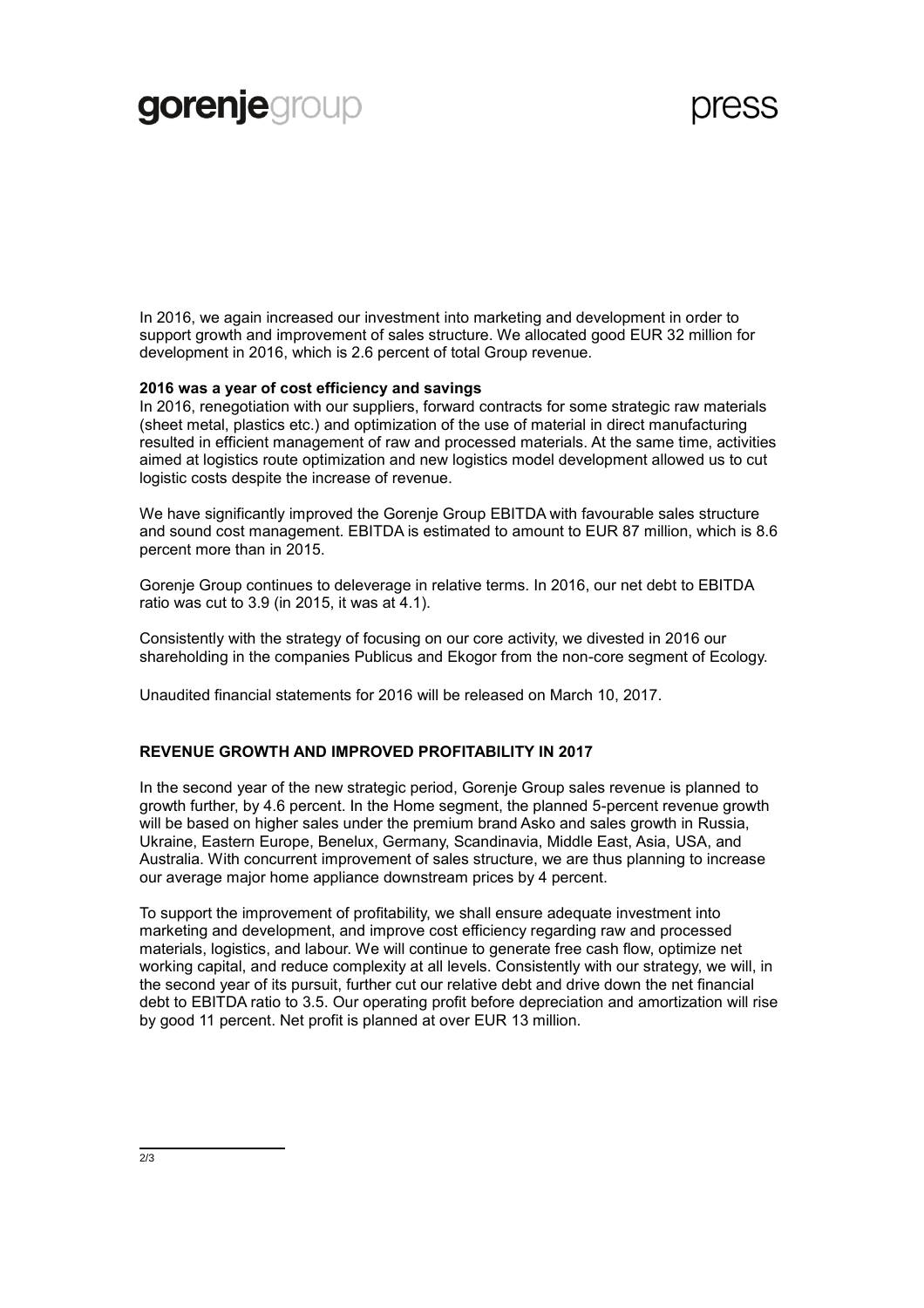In 2016, we again increased our investment into marketing and development in order to support growth and improvement of sales structure. We allocated good EUR 32 million for development in 2016, which is 2.6 percent of total Group revenue.

**2016 was a year of cost efficiency and savings**

In 2016, renegotiation with our suppliers, forward contracts for some strategic raw materials (sheet metal, plastics etc.) and optimization of the use of material in direct manufacturing resulted in efficient management of raw and processed materials. At the same time, activities aimed at logistics route optimization and new logistics model development allowed us to cut logistic costs despite the increase of revenue.

We have significantly improved the Gorenje Group EBITDA with favourable sales structure and sound cost management. EBITDA is estimated to amount to EUR 87 million, which is 8.6 percent more than in 2015.

Gorenje Group continues to deleverage in relative terms. In 2016, our net debt to EBITDA ratio was cut to 3.9 (in 2015, it was at 4.1).

Consistently with the strategy of focusing on our core activity, we divested in 2016 our shareholding in the companies Publicus and Ekogor from the non-core segment of Ecology.

Unaudited financial statements for 2016 will be released on March 10, 2017.

**REVENUE GROWTH AND IMPROVED PROFITABILITY IN 2017**

In the second year of the new strategic period, Gorenje Group sales revenue is planned to growth further, by 4.6 percent. In the Home segment, the planned 5-percent revenue growth will be based on higher sales under the premium brand Asko and sales growth in Russia, Ukraine, Eastern Europe, Benelux, Germany, Scandinavia, Middle East, Asia, USA, and Australia. With concurrent improvement of sales structure, we are thus planning to increase our average major home appliance downstream prices by 4 percent.

To support the improvement of profitability, we shall ensure adequate investment into marketing and development, and improve cost efficiency regarding raw and processed materials, logistics, and labour. We will continue to generate free cash flow, optimize net working capital, and reduce complexity at all levels. Consistently with our strategy, we will, in the second year of its pursuit, further cut our relative debt and drive down the net financial debt to EBITDA ratio to 3.5. Our operating profit before depreciation and amortization will rise by good 11 percent. Net profit is planned at over EUR 13 million.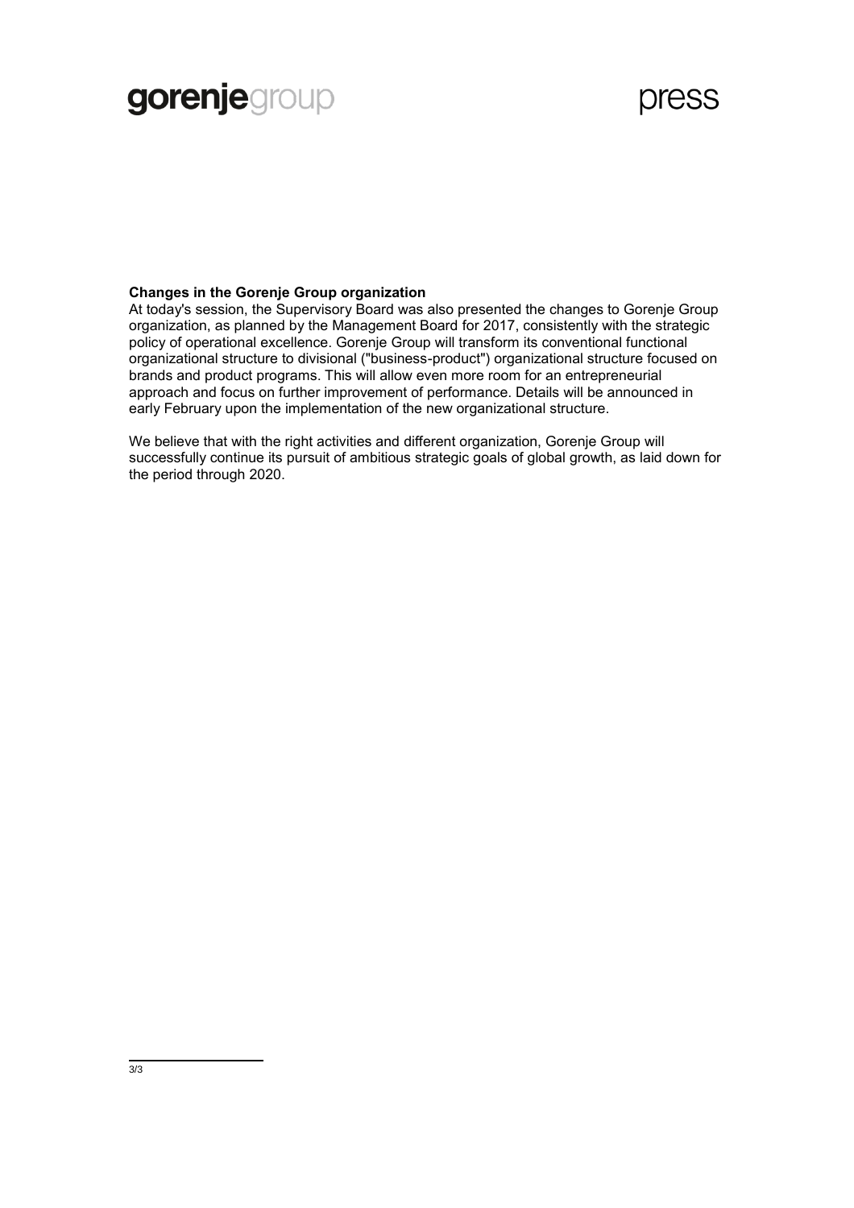**Changes in the Gorenje Group organization**

At today's session, the Supervisory Board was also presented the changes to Gorenje Group organization, as planned by the Management Board for 2017, consistently with the strategic policy of operational excellence. Gorenje Group will transform its conventional functional organizational structure to divisional ("business-product") organizational structure focused on brands and product programs. This will allow even more room for an entrepreneurial approach and focus on further improvement of performance. Details will be announced in early February upon the implementation of the new organizational structure.

We believe that with the right activities and different organization, Gorenje Group will successfully continue its pursuit of ambitious strategic goals of global growth, as laid down for the period through 2020.